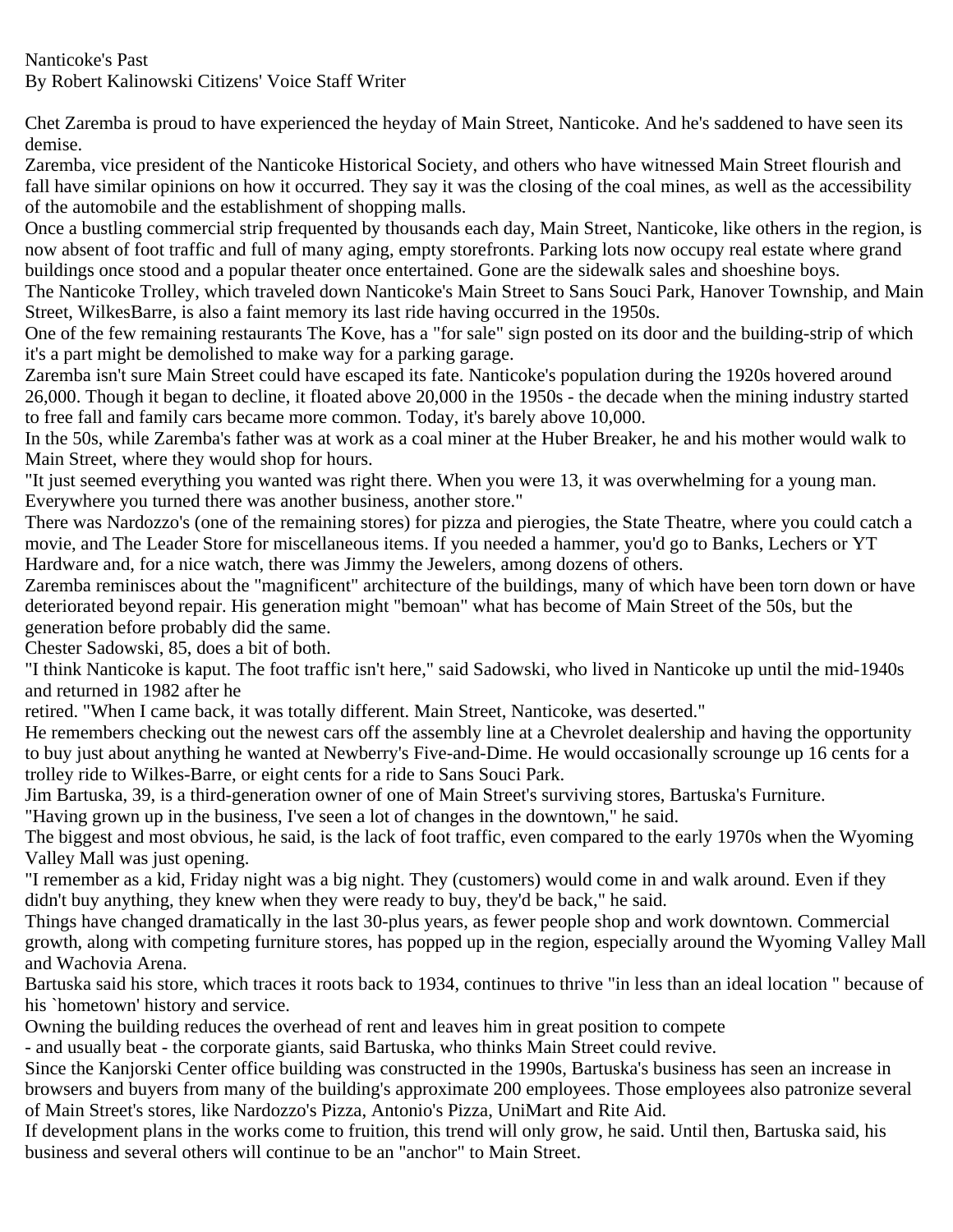Nanticoke's Past
By Robert Kalinowski Citizens' Voice Staff Writer

Chet Zaremba is proud to have experienced the heyday of Main Street, Nanticoke. And he's saddened to have seen its demise.

Zaremba, vice president of the Nanticoke Historical Society, and others who have witnessed Main Street flourish and fall have similar opinions on how it occurred. They say it was the closing of the coal mines, as well as the accessibility of the automobile and the establishment of shopping malls.

Once a bustling commercial strip frequented by thousands each day, Main Street, Nanticoke, like others in the region, is now absent of foot traffic and full of many aging, empty storefronts. Parking lots now occupy real estate where grand buildings once stood and a popular theater once entertained. Gone are the sidewalk sales and shoeshine boys.

The Nanticoke Trolley, which traveled down Nanticoke's Main Street to Sans Souci Park, Hanover Township, and Main Street, WilkesBarre, is also a faint memory its last ride having occurred in the 1950s.

One of the few remaining restaurants The Kove, has a "for sale" sign posted on its door and the building-strip of which it's a part might be demolished to make way for a parking garage.

Zaremba isn't sure Main Street could have escaped its fate. Nanticoke's population during the 1920s hovered around 26,000. Though it began to decline, it floated above 20,000 in the 1950s - the decade when the mining industry started to free fall and family cars became more common. Today, it's barely above 10,000.

In the 50s, while Zaremba's father was at work as a coal miner at the Huber Breaker, he and his mother would walk to Main Street, where they would shop for hours.

"It just seemed everything you wanted was right there. When you were 13, it was overwhelming for a young man. Everywhere you turned there was another business, another store."

There was Nardozzo's (one of the remaining stores) for pizza and pierogies, the State Theatre, where you could catch a movie, and The Leader Store for miscellaneous items. If you needed a hammer, you'd go to Banks, Lechers or YT Hardware and, for a nice watch, there was Jimmy the Jewelers, among dozens of others.

Zaremba reminisces about the "magnificent" architecture of the buildings, many of which have been torn down or have deteriorated beyond repair. His generation might "bemoan" what has become of Main Street of the 50s, but the generation before probably did the same.

Chester Sadowski, 85, does a bit of both.

"I think Nanticoke is kaput. The foot traffic isn't here," said Sadowski, who lived in Nanticoke up until the mid-1940s and returned in 1982 after he retired. "When I came back, it was totally different. Main Street, Nanticoke, was deserted."

He remembers checking out the newest cars off the assembly line at a Chevrolet dealership and having the opportunity to buy just about anything he wanted at Newberry's Five-and-Dime. He would occasionally scrounge up 16 cents for a trolley ride to Wilkes-Barre, or eight cents for a ride to Sans Souci Park.

Jim Bartuska, 39, is a third-generation owner of one of Main Street's surviving stores, Bartuska's Furniture.

"Having grown up in the business, I've seen a lot of changes in the downtown," he said.

The biggest and most obvious, he said, is the lack of foot traffic, even compared to the early 1970s when the Wyoming Valley Mall was just opening.

"I remember as a kid, Friday night was a big night. They (customers) would come in and walk around. Even if they didn't buy anything, they knew when they were ready to buy, they'd be back," he said.

Things have changed dramatically in the last 30-plus years, as fewer people shop and work downtown. Commercial growth, along with competing furniture stores, has popped up in the region, especially around the Wyoming Valley Mall and Wachovia Arena.

Bartuska said his store, which traces it roots back to 1934, continues to thrive "in less than an ideal location " because of his `hometown' history and service.

Owning the building reduces the overhead of rent and leaves him in great position to compete - and usually beat - the corporate giants, said Bartuska, who thinks Main Street could revive.

Since the Kanjorski Center office building was constructed in the 1990s, Bartuska's business has seen an increase in browsers and buyers from many of the building's approximate 200 employees. Those employees also patronize several of Main Street's stores, like Nardozzo's Pizza, Antonio's Pizza, UniMart and Rite Aid.

If development plans in the works come to fruition, this trend will only grow, he said. Until then, Bartuska said, his business and several others will continue to be an "anchor" to Main Street.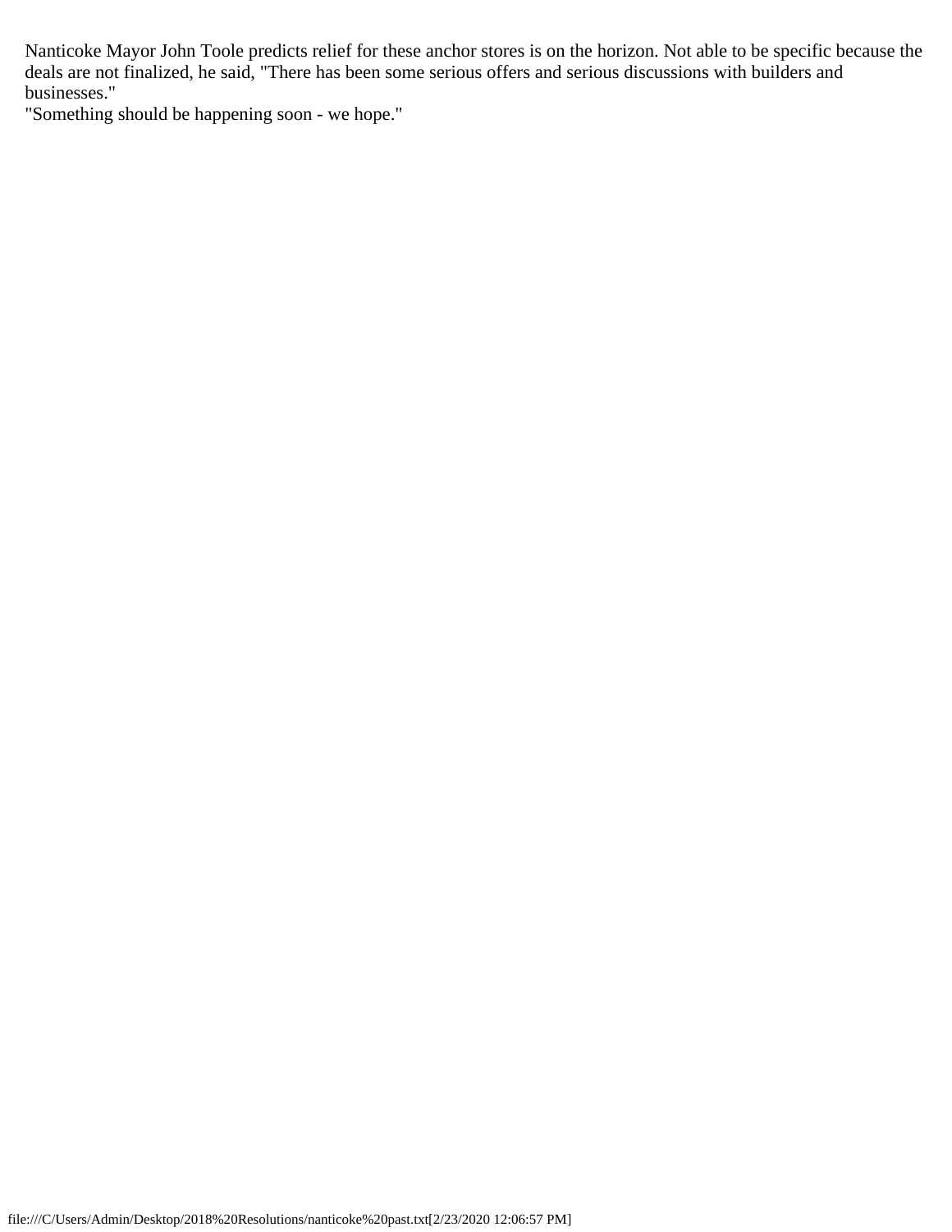Nanticoke Mayor John Toole predicts relief for these anchor stores is on the horizon. Not able to be specific because the deals are not finalized, he said, "There has been some serious offers and serious discussions with builders and businesses."

"Something should be happening soon - we hope."